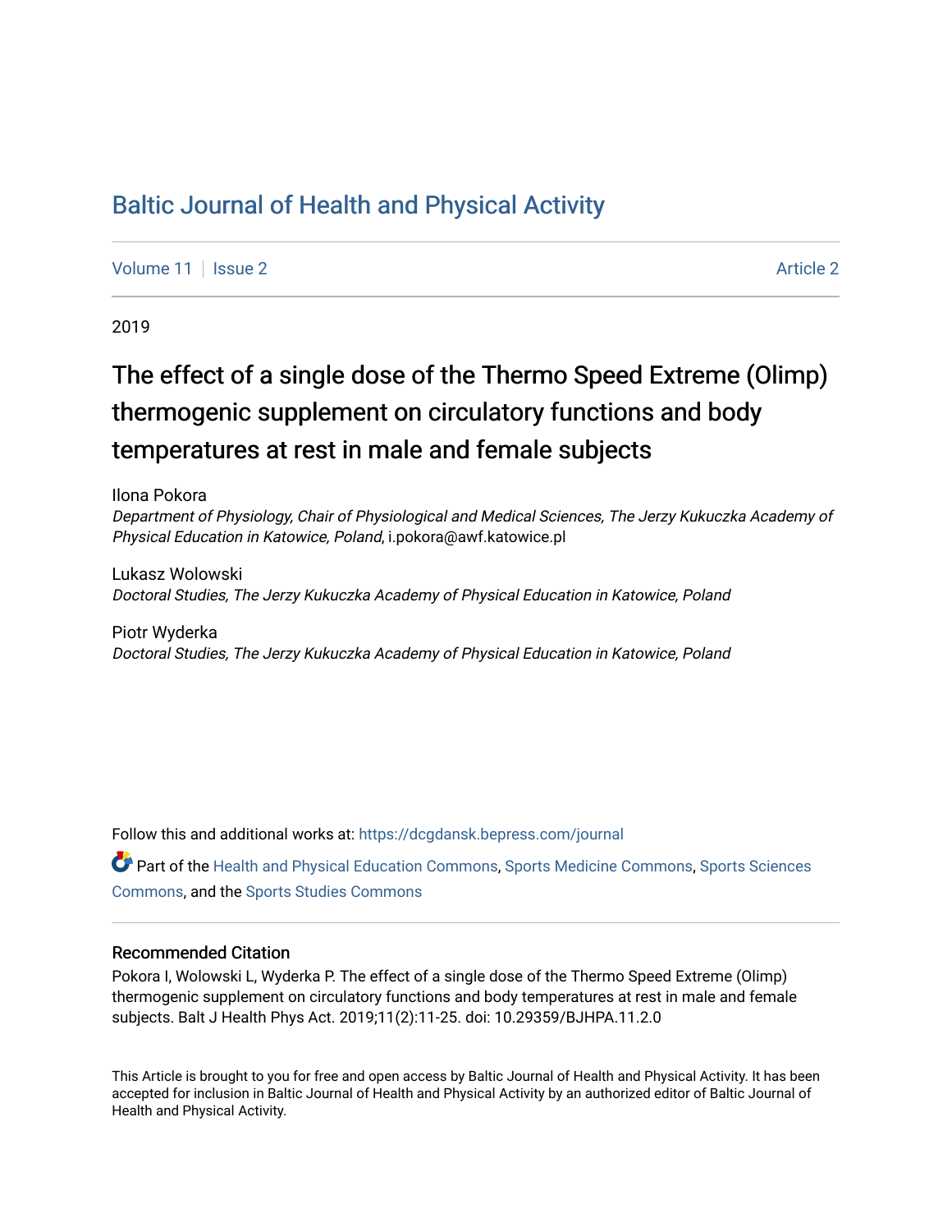# Baltic Journal of Health and Physical Activity

Volume 11 | Issue 2 Article 2

2019

## The effect of a single dose of the Thermo Speed Extreme (Olimp) thermogenic supplement on circulatory functions and body temperatures at rest in male and female subjects

Ilona Pokora
*Department of Physiology, Chair of Physiological and Medical Sciences, The Jerzy Kukuczka Academy of Physical Education in Katowice, Poland*, i.pokora@awf.katowice.pl

Lukasz Wolowski
*Doctoral Studies, The Jerzy Kukuczka Academy of Physical Education in Katowice, Poland*

Piotr Wyderka
*Doctoral Studies, The Jerzy Kukuczka Academy of Physical Education in Katowice, Poland*

Follow this and additional works at: https://dcgdansk.bepress.com/journal

Part of the Health and Physical Education Commons, Sports Medicine Commons, Sports Sciences Commons, and the Sports Studies Commons

### Recommended Citation

Pokora I, Wolowski L, Wyderka P. The effect of a single dose of the Thermo Speed Extreme (Olimp) thermogenic supplement on circulatory functions and body temperatures at rest in male and female subjects. Balt J Health Phys Act. 2019;11(2):11-25. doi: 10.29359/BJHPA.11.2.0

This Article is brought to you for free and open access by Baltic Journal of Health and Physical Activity. It has been accepted for inclusion in Baltic Journal of Health and Physical Activity by an authorized editor of Baltic Journal of Health and Physical Activity.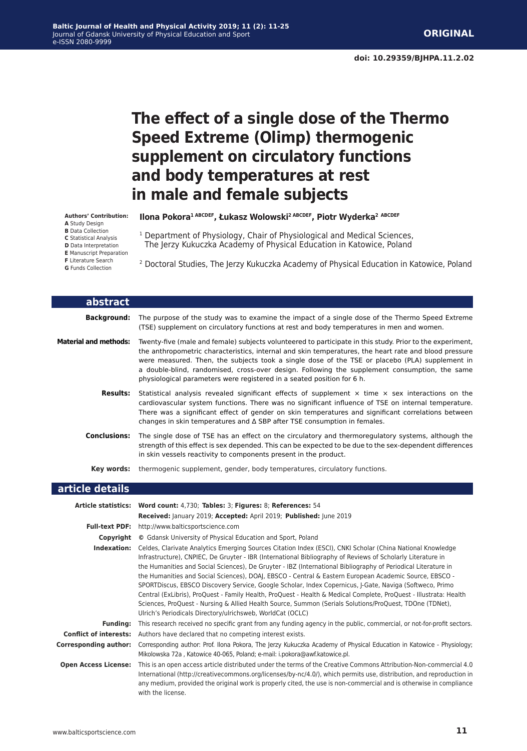**ORIGINAL**

**doi: 10.29359/BJHPA.11.2.02**

# The effect of a single dose of the Thermo Speed Extreme (Olimp) thermogenic supplement on circulatory functions and body temperatures at rest in male and female subjects

**Authors' Contribution:**
**A** Study Design
**B** Data Collection
**C** Statistical Analysis
**D** Data Interpretation
**E** Manuscript Preparation
**F** Literature Search
**G** Funds Collection

**Ilona Pokora[1] ABCDEF, Łukasz Wolowski[2] ABCDEF, Piotr Wyderka[2] ABCDEF**

[1] Department of Physiology, Chair of Physiological and Medical Sciences, The Jerzy Kukuczka Academy of Physical Education in Katowice, Poland

[2] Doctoral Studies, The Jerzy Kukuczka Academy of Physical Education in Katowice, Poland

## abstract

**Background:** The purpose of the study was to examine the impact of a single dose of the Thermo Speed Extreme (TSE) supplement on circulatory functions at rest and body temperatures in men and women.

**Material and methods:** Twenty-five (male and female) subjects volunteered to participate in this study. Prior to the experiment, the anthropometric characteristics, internal and skin temperatures, the heart rate and blood pressure were measured. Then, the subjects took a single dose of the TSE or placebo (PLA) supplement in a double-blind, randomised, cross-over design. Following the supplement consumption, the same physiological parameters were registered in a seated position for 6 h.

**Results:** Statistical analysis revealed significant effects of supplement × time × sex interactions on the cardiovascular system functions. There was no significant influence of TSE on internal temperature. There was a significant effect of gender on skin temperatures and significant correlations between changes in skin temperatures and Δ SBP after TSE consumption in females.

**Conclusions:** The single dose of TSE has an effect on the circulatory and thermoregulatory systems, although the strength of this effect is sex depended. This can be expected to be due to the sex-dependent differences in skin vessels reactivity to components present in the product.

**Key words:** thermogenic supplement, gender, body temperatures, circulatory functions.

## article details

**Article statistics:** **Word count:** 4,730; **Tables:** 3; **Figures:** 8; **References:** 54
**Received:** January 2019; **Accepted:** April 2019; **Published:** June 2019

**Full-text PDF:** http://www.balticsportscience.com

**Copyright** © Gdansk University of Physical Education and Sport, Poland

**Indexation:** Celdes, Clarivate Analytics Emerging Sources Citation Index (ESCI), CNKI Scholar (China National Knowledge Infrastructure), CNPIEC, De Gruyter - IBR (International Bibliography of Reviews of Scholarly Literature in the Humanities and Social Sciences), De Gruyter - IBZ (International Bibliography of Periodical Literature in the Humanities and Social Sciences), DOAJ, EBSCO - Central & Eastern European Academic Source, EBSCO - SPORTDiscus, EBSCO Discovery Service, Google Scholar, Index Copernicus, J-Gate, Naviga (Softweco, Primo Central (ExLibris), ProQuest - Family Health, ProQuest - Health & Medical Complete, ProQuest - Illustrata: Health Sciences, ProQuest - Nursing & Allied Health Source, Summon (Serials Solutions/ProQuest, TDOne (TDNet), Ulrich's Periodicals Directory/ulrichsweb, WorldCat (OCLC)

**Funding:** This research received no specific grant from any funding agency in the public, commercial, or not-for-profit sectors.

**Conflict of interests:** Authors have declared that no competing interest exists.

**Corresponding author:** Corresponding author: Prof. Ilona Pokora, The Jerzy Kukuczka Academy of Physical Education in Katowice - Physiology; Mikolowska 72a , Katowice 40-065, Poland; e-mail: i.pokora@awf.katowice.pl.

**Open Access License:** This is an open access article distributed under the terms of the Creative Commons Attribution-Non-commercial 4.0 International (http://creativecommons.org/licenses/by-nc/4.0/), which permits use, distribution, and reproduction in any medium, provided the original work is properly cited, the use is non-commercial and is otherwise in compliance with the license.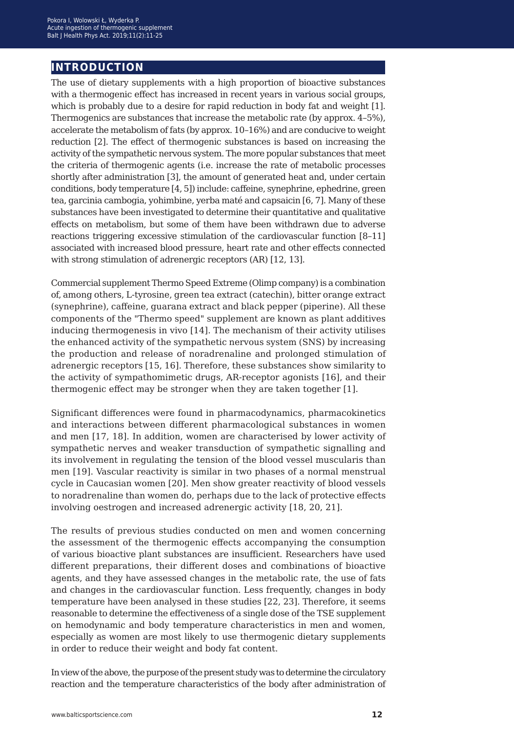## INTRODUCTION

The use of dietary supplements with a high proportion of bioactive substances with a thermogenic effect has increased in recent years in various social groups, which is probably due to a desire for rapid reduction in body fat and weight [1]. Thermogenics are substances that increase the metabolic rate (by approx. 4–5%), accelerate the metabolism of fats (by approx. 10–16%) and are conducive to weight reduction [2]. The effect of thermogenic substances is based on increasing the activity of the sympathetic nervous system. The more popular substances that meet the criteria of thermogenic agents (i.e. increase the rate of metabolic processes shortly after administration [3], the amount of generated heat and, under certain conditions, body temperature [4, 5]) include: caffeine, synephrine, ephedrine, green tea, garcinia cambogia, yohimbine, yerba maté and capsaicin [6, 7]. Many of these substances have been investigated to determine their quantitative and qualitative effects on metabolism, but some of them have been withdrawn due to adverse reactions triggering excessive stimulation of the cardiovascular function [8–11] associated with increased blood pressure, heart rate and other effects connected with strong stimulation of adrenergic receptors (AR) [12, 13].

Commercial supplement Thermo Speed Extreme (Olimp company) is a combination of, among others, L-tyrosine, green tea extract (catechin), bitter orange extract (synephrine), caffeine, guarana extract and black pepper (piperine). All these components of the "Thermo speed" supplement are known as plant additives inducing thermogenesis in vivo [14]. The mechanism of their activity utilises the enhanced activity of the sympathetic nervous system (SNS) by increasing the production and release of noradrenaline and prolonged stimulation of adrenergic receptors [15, 16]. Therefore, these substances show similarity to the activity of sympathomimetic drugs, AR-receptor agonists [16], and their thermogenic effect may be stronger when they are taken together [1].

Significant differences were found in pharmacodynamics, pharmacokinetics and interactions between different pharmacological substances in women and men [17, 18]. In addition, women are characterised by lower activity of sympathetic nerves and weaker transduction of sympathetic signalling and its involvement in regulating the tension of the blood vessel muscularis than men [19]. Vascular reactivity is similar in two phases of a normal menstrual cycle in Caucasian women [20]. Men show greater reactivity of blood vessels to noradrenaline than women do, perhaps due to the lack of protective effects involving oestrogen and increased adrenergic activity [18, 20, 21].

The results of previous studies conducted on men and women concerning the assessment of the thermogenic effects accompanying the consumption of various bioactive plant substances are insufficient. Researchers have used different preparations, their different doses and combinations of bioactive agents, and they have assessed changes in the metabolic rate, the use of fats and changes in the cardiovascular function. Less frequently, changes in body temperature have been analysed in these studies [22, 23]. Therefore, it seems reasonable to determine the effectiveness of a single dose of the TSE supplement on hemodynamic and body temperature characteristics in men and women, especially as women are most likely to use thermogenic dietary supplements in order to reduce their weight and body fat content.

In view of the above, the purpose of the present study was to determine the circulatory reaction and the temperature characteristics of the body after administration of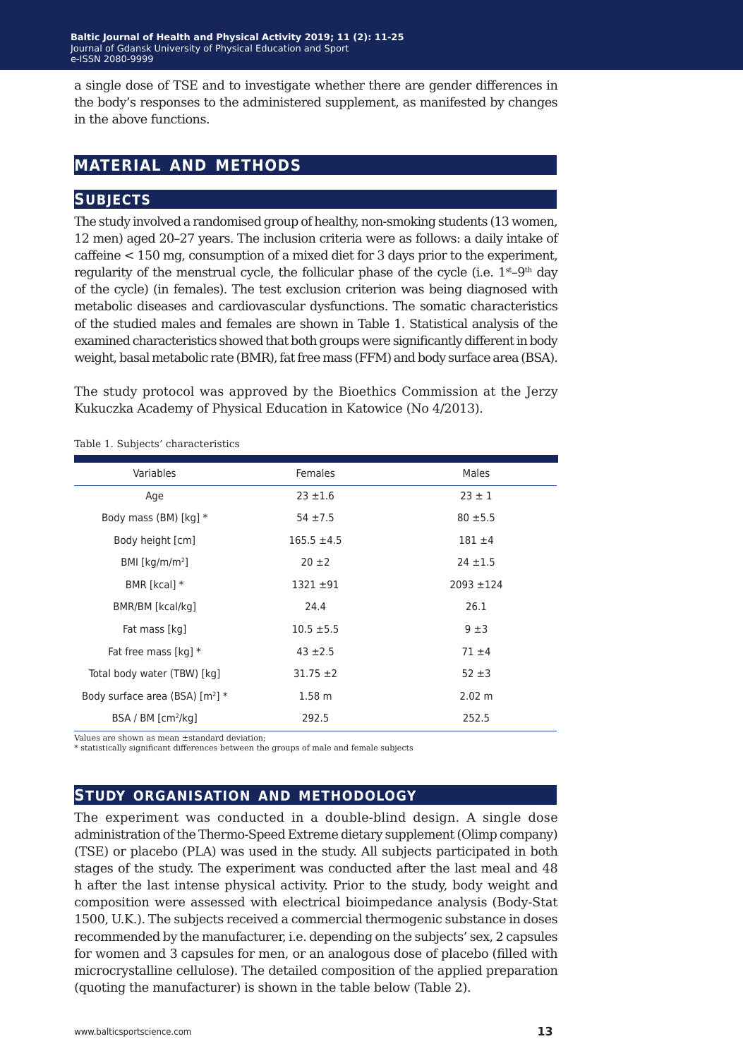a single dose of TSE and to investigate whether there are gender differences in the body's responses to the administered supplement, as manifested by changes in the above functions.

## MATERIAL AND METHODS

### SUBJECTS

The study involved a randomised group of healthy, non-smoking students (13 women, 12 men) aged 20–27 years. The inclusion criteria were as follows: a daily intake of caffeine < 150 mg, consumption of a mixed diet for 3 days prior to the experiment, regularity of the menstrual cycle, the follicular phase of the cycle (i.e. 1st–9th day of the cycle) (in females). The test exclusion criterion was being diagnosed with metabolic diseases and cardiovascular dysfunctions. The somatic characteristics of the studied males and females are shown in Table 1. Statistical analysis of the examined characteristics showed that both groups were significantly different in body weight, basal metabolic rate (BMR), fat free mass (FFM) and body surface area (BSA).

The study protocol was approved by the Bioethics Commission at the Jerzy Kukuczka Academy of Physical Education in Katowice (No 4/2013).

Table 1. Subjects' characteristics

| Variables | Females | Males |
|---|---|---|
| Age | 23 ±1.6 | 23 ± 1 |
| Body mass (BM) [kg] * | 54 ±7.5 | 80 ±5.5 |
| Body height [cm] | 165.5 ±4.5 | 181 ±4 |
| BMI [kg/m/m$^2$] | 20 ±2 | 24 ±1.5 |
| BMR [kcal] * | 1321 ±91 | 2093 ±124 |
| BMR/BM [kcal/kg] | 24.4 | 26.1 |
| Fat mass [kg] | 10.5 ±5.5 | 9 ±3 |
| Fat free mass [kg] * | 43 ±2.5 | 71 ±4 |
| Total body water (TBW) [kg] | 31.75 ±2 | 52 ±3 |
| Body surface area (BSA) [m$^2$] * | 1.58 m | 2.02 m |
| BSA / BM [cm$^2$/kg] | 292.5 | 252.5 |

Values are shown as mean ±standard deviation;
* statistically significant differences between the groups of male and female subjects

### STUDY ORGANISATION AND METHODOLOGY

The experiment was conducted in a double-blind design. A single dose administration of the Thermo-Speed Extreme dietary supplement (Olimp company) (TSE) or placebo (PLA) was used in the study. All subjects participated in both stages of the study. The experiment was conducted after the last meal and 48 h after the last intense physical activity. Prior to the study, body weight and composition were assessed with electrical bioimpedance analysis (Body-Stat 1500, U.K.). The subjects received a commercial thermogenic substance in doses recommended by the manufacturer, i.e. depending on the subjects' sex, 2 capsules for women and 3 capsules for men, or an analogous dose of placebo (filled with microcrystalline cellulose). The detailed composition of the applied preparation (quoting the manufacturer) is shown in the table below (Table 2).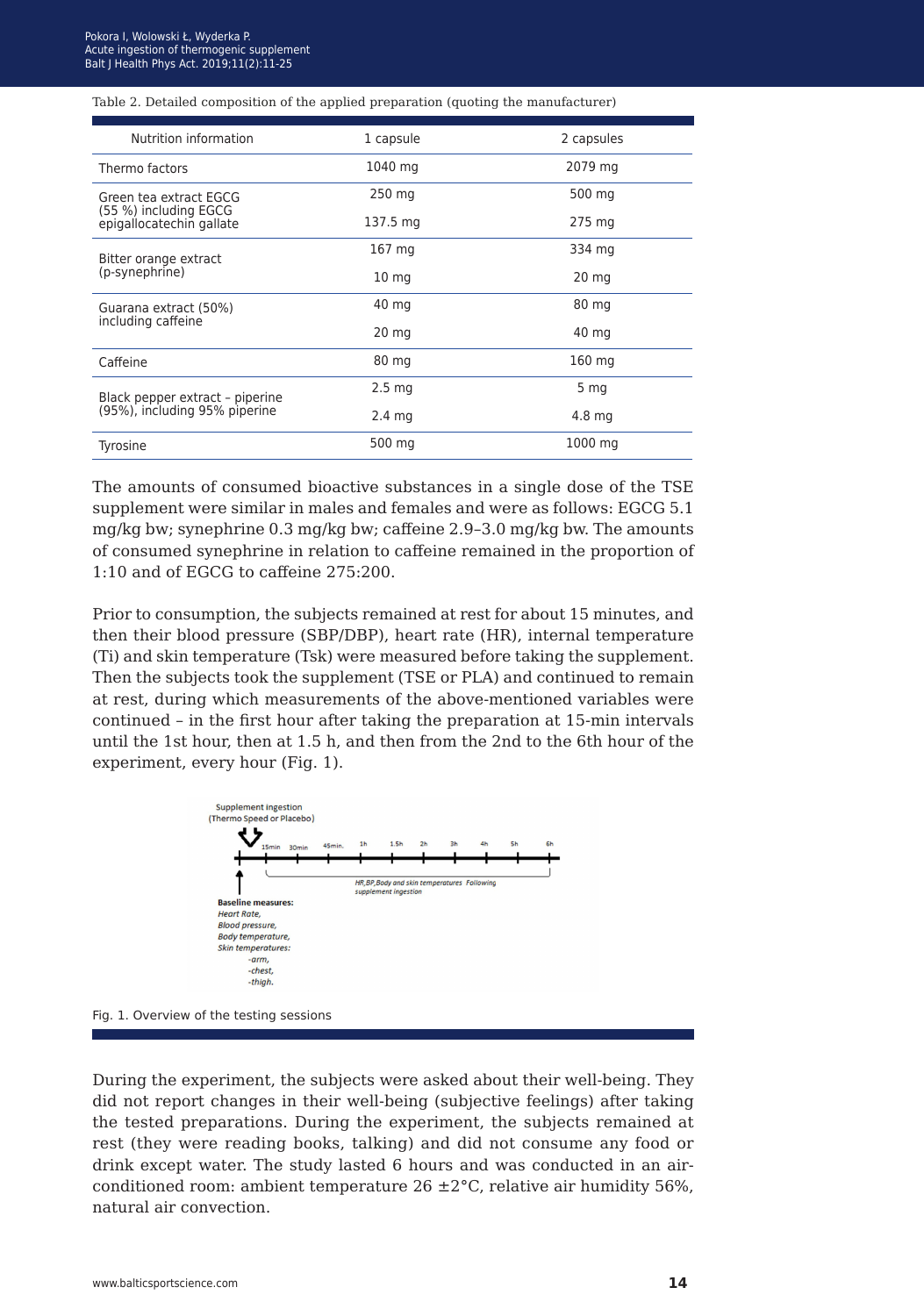Table 2. Detailed composition of the applied preparation (quoting the manufacturer)

| Nutrition information | 1 capsule | 2 capsules |
|---|---|---|
| Thermo factors | 1040 mg | 2079 mg |
| Green tea extract EGCG (55 %) including EGCG epigallocatechin gallate | 250 mg | 500 mg |
| | 137.5 mg | 275 mg |
| Bitter orange extract (p-synephrine) | 167 mg | 334 mg |
| | 10 mg | 20 mg |
| Guarana extract (50%) including caffeine | 40 mg | 80 mg |
| | 20 mg | 40 mg |
| Caffeine | 80 mg | 160 mg |
| Black pepper extract – piperine (95%), including 95% piperine | 2.5 mg | 5 mg |
| | 2.4 mg | 4.8 mg |
| Tyrosine | 500 mg | 1000 mg |

The amounts of consumed bioactive substances in a single dose of the TSE supplement were similar in males and females and were as follows: EGCG 5.1 mg/kg bw; synephrine 0.3 mg/kg bw; caffeine 2.9–3.0 mg/kg bw. The amounts of consumed synephrine in relation to caffeine remained in the proportion of 1:10 and of EGCG to caffeine 275:200.

Prior to consumption, the subjects remained at rest for about 15 minutes, and then their blood pressure (SBP/DBP), heart rate (HR), internal temperature (Ti) and skin temperature (Tsk) were measured before taking the supplement. Then the subjects took the supplement (TSE or PLA) and continued to remain at rest, during which measurements of the above-mentioned variables were continued – in the first hour after taking the preparation at 15-min intervals until the 1st hour, then at 1.5 h, and then from the 2nd to the 6th hour of the experiment, every hour (Fig. 1).

Fig. 1. Overview of the testing sessions

During the experiment, the subjects were asked about their well-being. They did not report changes in their well-being (subjective feelings) after taking the tested preparations. During the experiment, the subjects remained at rest (they were reading books, talking) and did not consume any food or drink except water. The study lasted 6 hours and was conducted in an air-conditioned room: ambient temperature 26 ±2°C, relative air humidity 56%, natural air convection.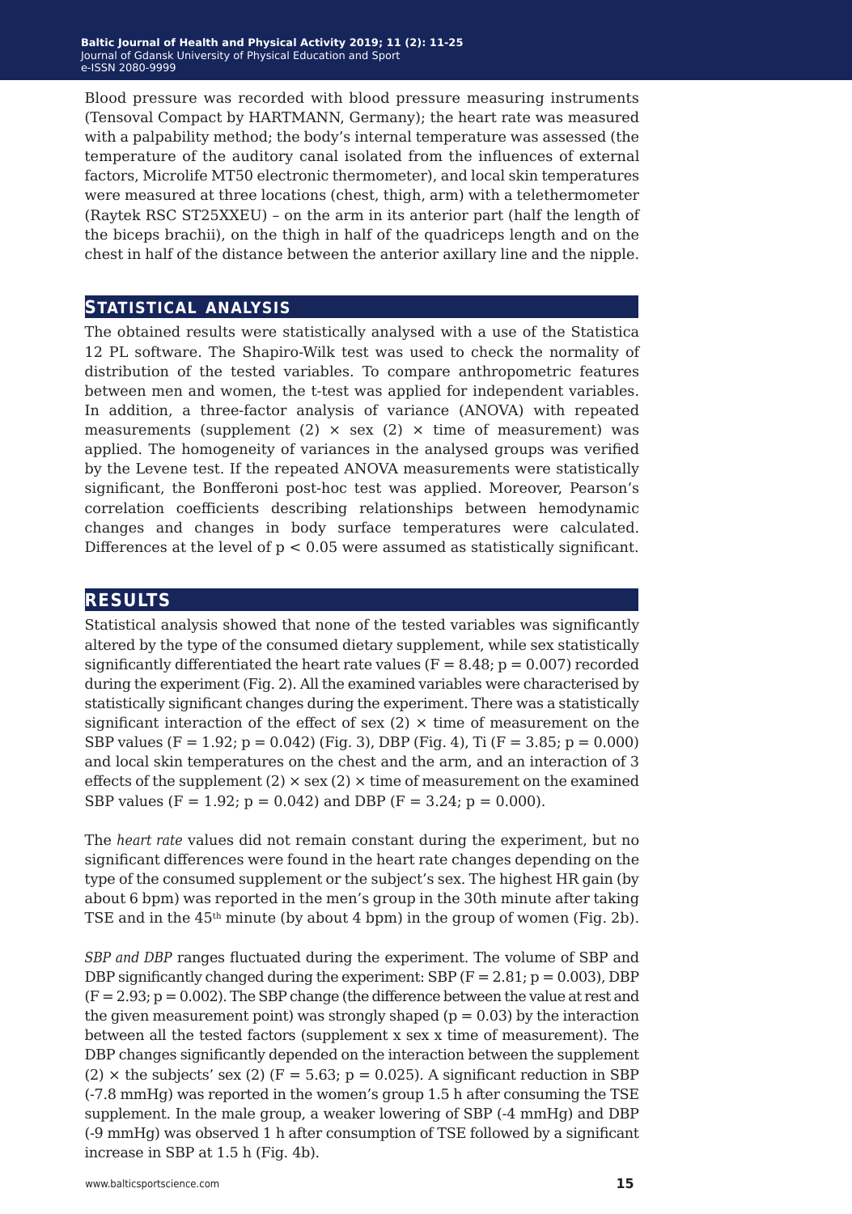Blood pressure was recorded with blood pressure measuring instruments (Tensoval Compact by HARTMANN, Germany); the heart rate was measured with a palpability method; the body's internal temperature was assessed (the temperature of the auditory canal isolated from the influences of external factors, Microlife MT50 electronic thermometer), and local skin temperatures were measured at three locations (chest, thigh, arm) with a telethermometer (Raytek RSC ST25XXEU) – on the arm in its anterior part (half the length of the biceps brachii), on the thigh in half of the quadriceps length and on the chest in half of the distance between the anterior axillary line and the nipple.

## STATISTICAL ANALYSIS

The obtained results were statistically analysed with a use of the Statistica 12 PL software. The Shapiro-Wilk test was used to check the normality of distribution of the tested variables. To compare anthropometric features between men and women, the t-test was applied for independent variables. In addition, a three-factor analysis of variance (ANOVA) with repeated measurements (supplement (2) × sex (2) × time of measurement) was applied. The homogeneity of variances in the analysed groups was verified by the Levene test. If the repeated ANOVA measurements were statistically significant, the Bonfferoni post-hoc test was applied. Moreover, Pearson's correlation coefficients describing relationships between hemodynamic changes and changes in body surface temperatures were calculated. Differences at the level of $p < 0.05$ were assumed as statistically significant.

## RESULTS

Statistical analysis showed that none of the tested variables was significantly altered by the type of the consumed dietary supplement, while sex statistically significantly differentiated the heart rate values ($F = 8.48$; $p = 0.007$) recorded during the experiment (Fig. 2). All the examined variables were characterised by statistically significant changes during the experiment. There was a statistically significant interaction of the effect of sex (2) × time of measurement on the SBP values ($F = 1.92$; $p = 0.042$) (Fig. 3), DBP (Fig. 4), Ti ($F = 3.85$; $p = 0.000$) and local skin temperatures on the chest and the arm, and an interaction of 3 effects of the supplement (2) × sex (2) × time of measurement on the examined SBP values ($F = 1.92$; $p = 0.042$) and DBP ($F = 3.24$; $p = 0.000$).

The *heart rate* values did not remain constant during the experiment, but no significant differences were found in the heart rate changes depending on the type of the consumed supplement or the subject's sex. The highest HR gain (by about 6 bpm) was reported in the men's group in the 30th minute after taking TSE and in the 45th minute (by about 4 bpm) in the group of women (Fig. 2b).

*SBP and DBP* ranges fluctuated during the experiment. The volume of SBP and DBP significantly changed during the experiment: SBP ($F = 2.81$; $p = 0.003$), DBP ($F = 2.93$; $p = 0.002$). The SBP change (the difference between the value at rest and the given measurement point) was strongly shaped ($p = 0.03$) by the interaction between all the tested factors (supplement x sex x time of measurement). The DBP changes significantly depended on the interaction between the supplement (2) × the subjects' sex (2) ($F = 5.63$; $p = 0.025$). A significant reduction in SBP (-7.8 mmHg) was reported in the women's group 1.5 h after consuming the TSE supplement. In the male group, a weaker lowering of SBP (-4 mmHg) and DBP (-9 mmHg) was observed 1 h after consumption of TSE followed by a significant increase in SBP at 1.5 h (Fig. 4b).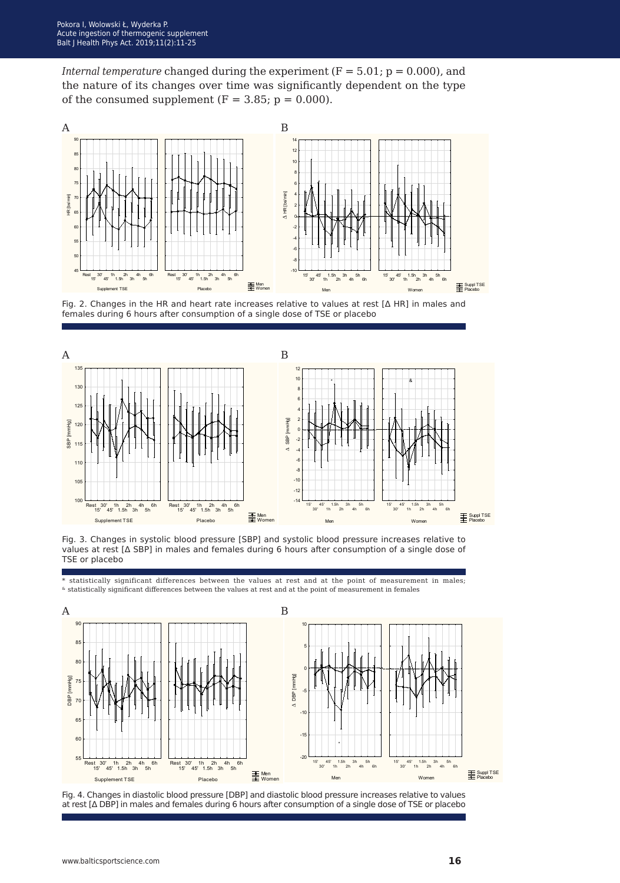*Internal temperature* changed during the experiment ($F = 5.01$; $p = 0.000$), and the nature of its changes over time was significantly dependent on the type of the consumed supplement ($F = 3.85$; $p = 0.000$).

Fig. 2. Changes in the HR and heart rate increases relative to values at rest [Δ HR] in males and females during 6 hours after consumption of a single dose of TSE or placebo

Fig. 3. Changes in systolic blood pressure [SBP] and systolic blood pressure increases relative to values at rest [Δ SBP] in males and females during 6 hours after consumption of a single dose of TSE or placebo

\* statistically significant differences between the values at rest and at the point of measurement in males; & statistically significant differences between the values at rest and at the point of measurement in females

Fig. 4. Changes in diastolic blood pressure [DBP] and diastolic blood pressure increases relative to values at rest [Δ DBP] in males and females during 6 hours after consumption of a single dose of TSE or placebo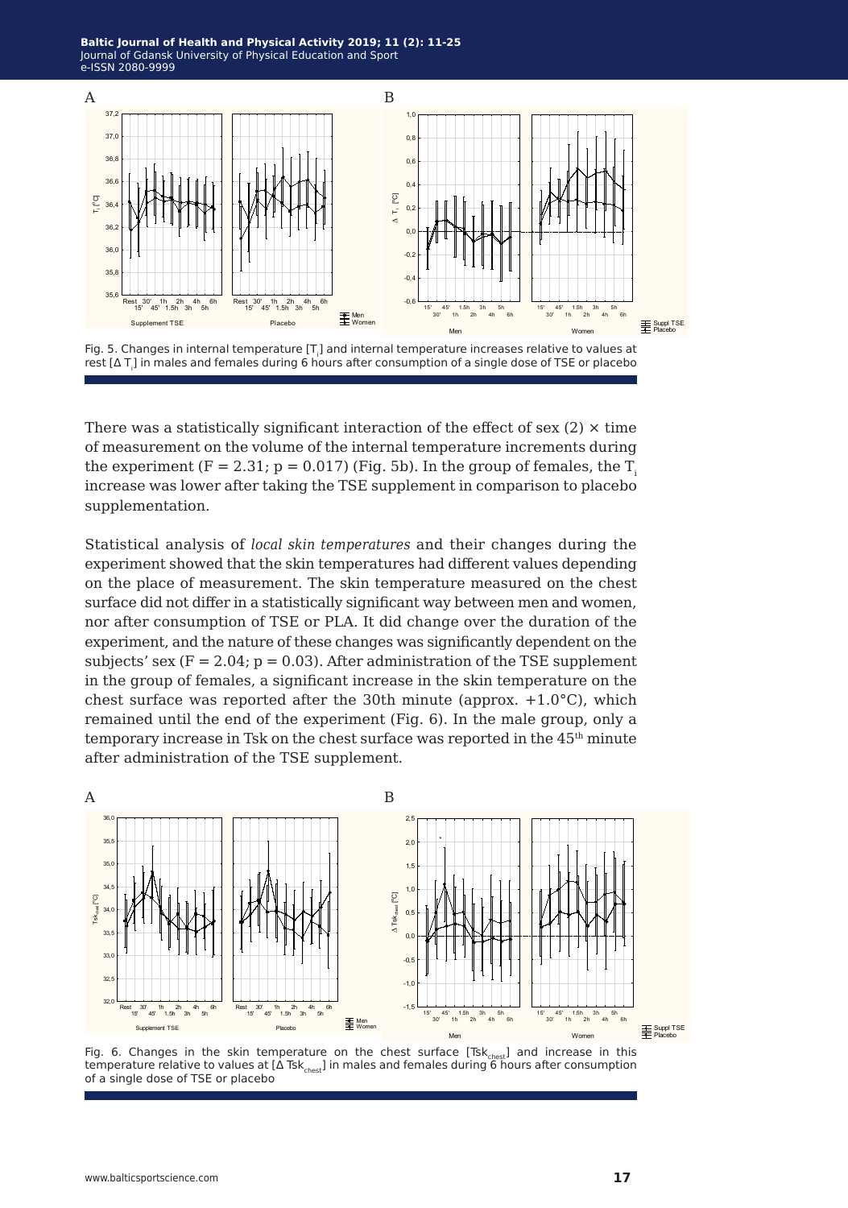Fig. 5. Changes in internal temperature [$T_i$] and internal temperature increases relative to values at rest [$\Delta T_i$] in males and females during 6 hours after consumption of a single dose of TSE or placebo

There was a statistically significant interaction of the effect of sex (2) × time of measurement on the volume of the internal temperature increments during the experiment ($F = 2.31$; $p = 0.017$) (Fig. 5b). In the group of females, the $T_i$ increase was lower after taking the TSE supplement in comparison to placebo supplementation.

Statistical analysis of *local skin temperatures* and their changes during the experiment showed that the skin temperatures had different values depending on the place of measurement. The skin temperature measured on the chest surface did not differ in a statistically significant way between men and women, nor after consumption of TSE or PLA. It did change over the duration of the experiment, and the nature of these changes was significantly dependent on the subjects' sex ($F = 2.04$; $p = 0.03$). After administration of the TSE supplement in the group of females, a significant increase in the skin temperature on the chest surface was reported after the 30th minute (approx. +1.0°C), which remained until the end of the experiment (Fig. 6). In the male group, only a temporary increase in Tsk on the chest surface was reported in the 45th minute after administration of the TSE supplement.

Fig. 6. Changes in the skin temperature on the chest surface [$Tsk_{chest}$] and increase in this temperature relative to values at [$\Delta Tsk_{chest}$] in males and females during 6 hours after consumption of a single dose of TSE or placebo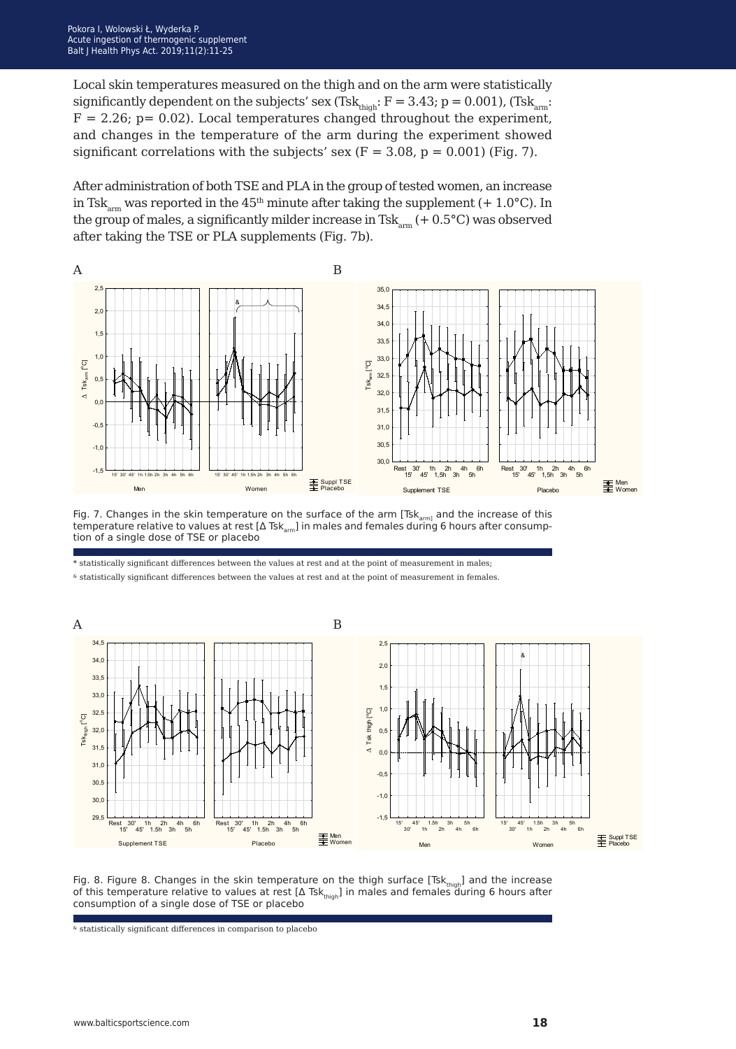Local skin temperatures measured on the thigh and on the arm were statistically significantly dependent on the subjects' sex ($Tsk_{thigh}$: $F = 3.43$; $p = 0.001$), ($Tsk_{arm}$: $F = 2.26$; $p = 0.02$). Local temperatures changed throughout the experiment, and changes in the temperature of the arm during the experiment showed significant correlations with the subjects' sex ($F = 3.08$, $p = 0.001$) (Fig. 7).

After administration of both TSE and PLA in the group of tested women, an increase in $Tsk_{arm}$ was reported in the 45th minute after taking the supplement (+ 1.0°C). In the group of males, a significantly milder increase in $Tsk_{arm}$ (+ 0.5°C) was observed after taking the TSE or PLA supplements (Fig. 7b).

Fig. 7. Changes in the skin temperature on the surface of the arm [$Tsk_{arm}$] and the increase of this temperature relative to values at rest [$\Delta$ $Tsk_{arm}$] in males and females during 6 hours after consumption of a single dose of TSE or placebo

* statistically significant differences between the values at rest and at the point of measurement in males;

& statistically significant differences between the values at rest and at the point of measurement in females.

Fig. 8. Figure 8. Changes in the skin temperature on the thigh surface [$Tsk_{thigh}$] and the increase of this temperature relative to values at rest [$\Delta$ $Tsk_{thigh}$] in males and females during 6 hours after consumption of a single dose of TSE or placebo

& statistically significant differences in comparison to placebo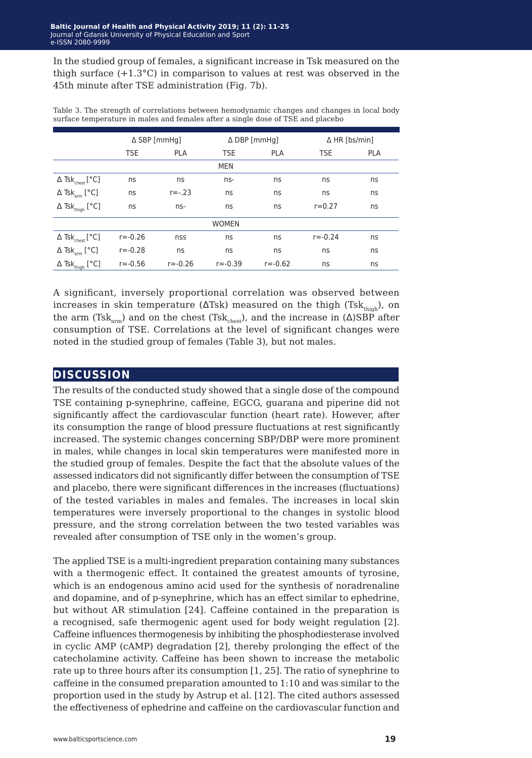In the studied group of females, a significant increase in Tsk measured on the thigh surface (+1.3°C) in comparison to values at rest was observed in the 45th minute after TSE administration (Fig. 7b).

Table 3. The strength of correlations between hemodynamic changes and changes in local body surface temperature in males and females after a single dose of TSE and placebo

| | Δ SBP [mmHg] | | Δ DBP [mmHg] | | Δ HR [bs/min] | |
|---|---|---|---|---|---|---|
| | TSE | PLA | TSE | PLA | TSE | PLA |
| MEN | | | | | | |
| Δ $Tsk_{chest}$ [°C] | ns | ns | ns- | ns | ns | ns |
| Δ $Tsk_{arm}$ [°C] | ns | r=-.23 | ns | ns | ns | ns |
| Δ $Tsk_{thigh}$ [°C] | ns | ns- | ns | ns | r=0.27 | ns |
| WOMEN | | | | | | |
| Δ $Tsk_{chest}$ [°C] | r=-0.26 | nss | ns | ns | r=-0.24 | ns |
| Δ $Tsk_{arm}$ [°C] | r=-0.28 | ns | ns | ns | ns | ns |
| Δ $Tsk_{thigh}$ [°C] | r=-0.56 | r=-0.26 | r=-0.39 | r=-0.62 | ns | ns |

A significant, inversely proportional correlation was observed between increases in skin temperature (ΔTsk) measured on the thigh ($Tsk_{thigh}$), on the arm ($Tsk_{arm}$) and on the chest ($Tsk_{chest}$), and the increase in (Δ)SBP after consumption of TSE. Correlations at the level of significant changes were noted in the studied group of females (Table 3), but not males.

## DISCUSSION

The results of the conducted study showed that a single dose of the compound TSE containing p-synephrine, caffeine, EGCG, guarana and piperine did not significantly affect the cardiovascular function (heart rate). However, after its consumption the range of blood pressure fluctuations at rest significantly increased. The systemic changes concerning SBP/DBP were more prominent in males, while changes in local skin temperatures were manifested more in the studied group of females. Despite the fact that the absolute values of the assessed indicators did not significantly differ between the consumption of TSE and placebo, there were significant differences in the increases (fluctuations) of the tested variables in males and females. The increases in local skin temperatures were inversely proportional to the changes in systolic blood pressure, and the strong correlation between the two tested variables was revealed after consumption of TSE only in the women's group.

The applied TSE is a multi-ingredient preparation containing many substances with a thermogenic effect. It contained the greatest amounts of tyrosine, which is an endogenous amino acid used for the synthesis of noradrenaline and dopamine, and of p-synephrine, which has an effect similar to ephedrine, but without AR stimulation [24]. Caffeine contained in the preparation is a recognised, safe thermogenic agent used for body weight regulation [2]. Caffeine influences thermogenesis by inhibiting the phosphodiesterase involved in cyclic AMP (cAMP) degradation [2], thereby prolonging the effect of the catecholamine activity. Caffeine has been shown to increase the metabolic rate up to three hours after its consumption [1, 25]. The ratio of synephrine to caffeine in the consumed preparation amounted to 1:10 and was similar to the proportion used in the study by Astrup et al. [12]. The cited authors assessed the effectiveness of ephedrine and caffeine on the cardiovascular function and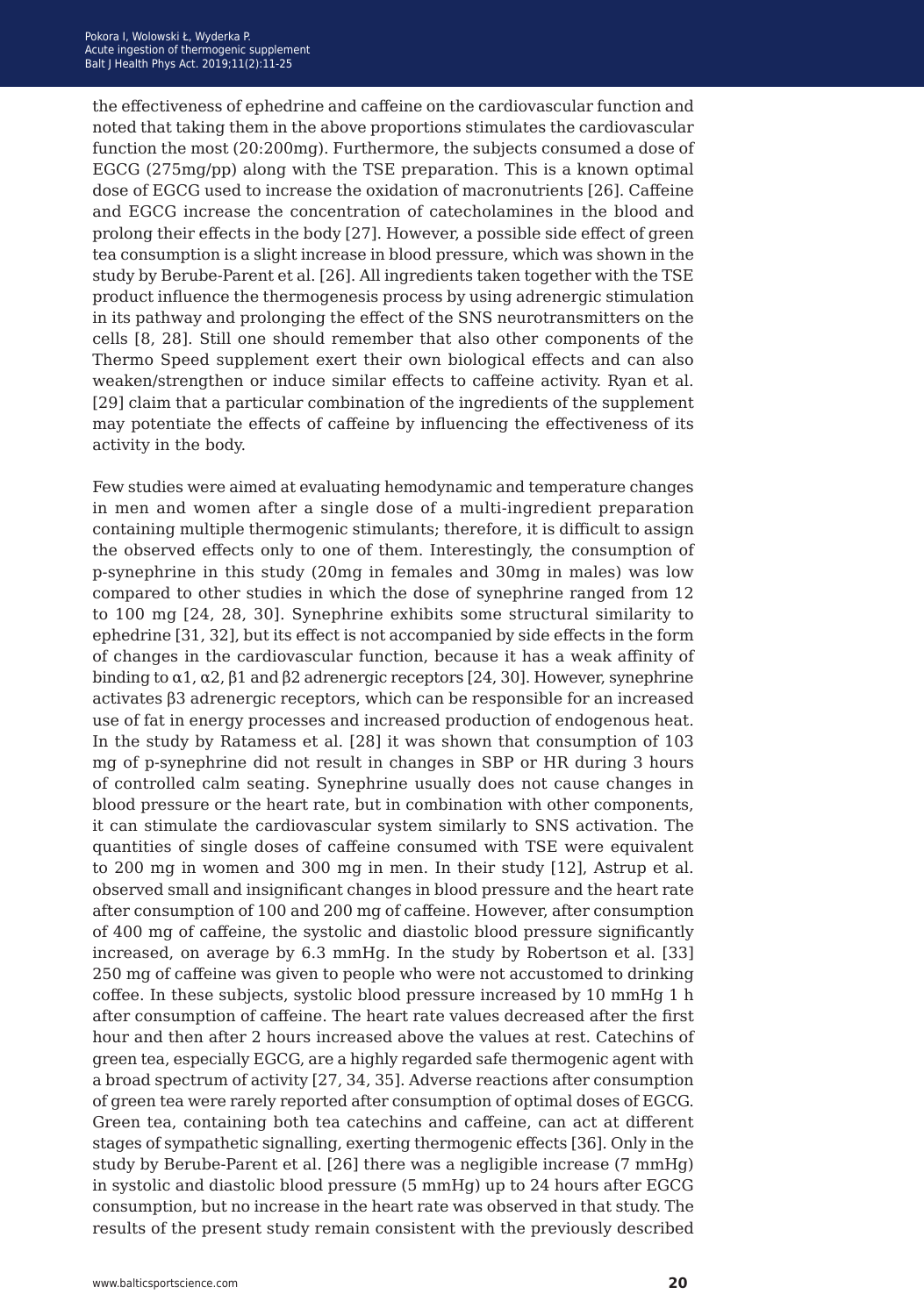the effectiveness of ephedrine and caffeine on the cardiovascular function and noted that taking them in the above proportions stimulates the cardiovascular function the most (20:200mg). Furthermore, the subjects consumed a dose of EGCG (275mg/pp) along with the TSE preparation. This is a known optimal dose of EGCG used to increase the oxidation of macronutrients [26]. Caffeine and EGCG increase the concentration of catecholamines in the blood and prolong their effects in the body [27]. However, a possible side effect of green tea consumption is a slight increase in blood pressure, which was shown in the study by Berube-Parent et al. [26]. All ingredients taken together with the TSE product influence the thermogenesis process by using adrenergic stimulation in its pathway and prolonging the effect of the SNS neurotransmitters on the cells [8, 28]. Still one should remember that also other components of the Thermo Speed supplement exert their own biological effects and can also weaken/strengthen or induce similar effects to caffeine activity. Ryan et al. [29] claim that a particular combination of the ingredients of the supplement may potentiate the effects of caffeine by influencing the effectiveness of its activity in the body.

Few studies were aimed at evaluating hemodynamic and temperature changes in men and women after a single dose of a multi-ingredient preparation containing multiple thermogenic stimulants; therefore, it is difficult to assign the observed effects only to one of them. Interestingly, the consumption of p-synephrine in this study (20mg in females and 30mg in males) was low compared to other studies in which the dose of synephrine ranged from 12 to 100 mg [24, 28, 30]. Synephrine exhibits some structural similarity to ephedrine [31, 32], but its effect is not accompanied by side effects in the form of changes in the cardiovascular function, because it has a weak affinity of binding to $\alpha1$, $\alpha2$, $\beta1$ and $\beta2$ adrenergic receptors [24, 30]. However, synephrine activates $\beta3$ adrenergic receptors, which can be responsible for an increased use of fat in energy processes and increased production of endogenous heat. In the study by Ratamess et al. [28] it was shown that consumption of 103 mg of p-synephrine did not result in changes in SBP or HR during 3 hours of controlled calm seating. Synephrine usually does not cause changes in blood pressure or the heart rate, but in combination with other components, it can stimulate the cardiovascular system similarly to SNS activation. The quantities of single doses of caffeine consumed with TSE were equivalent to 200 mg in women and 300 mg in men. In their study [12], Astrup et al. observed small and insignificant changes in blood pressure and the heart rate after consumption of 100 and 200 mg of caffeine. However, after consumption of 400 mg of caffeine, the systolic and diastolic blood pressure significantly increased, on average by 6.3 mmHg. In the study by Robertson et al. [33] 250 mg of caffeine was given to people who were not accustomed to drinking coffee. In these subjects, systolic blood pressure increased by 10 mmHg 1 h after consumption of caffeine. The heart rate values decreased after the first hour and then after 2 hours increased above the values at rest. Catechins of green tea, especially EGCG, are a highly regarded safe thermogenic agent with a broad spectrum of activity [27, 34, 35]. Adverse reactions after consumption of green tea were rarely reported after consumption of optimal doses of EGCG. Green tea, containing both tea catechins and caffeine, can act at different stages of sympathetic signalling, exerting thermogenic effects [36]. Only in the study by Berube-Parent et al. [26] there was a negligible increase (7 mmHg) in systolic and diastolic blood pressure (5 mmHg) up to 24 hours after EGCG consumption, but no increase in the heart rate was observed in that study. The results of the present study remain consistent with the previously described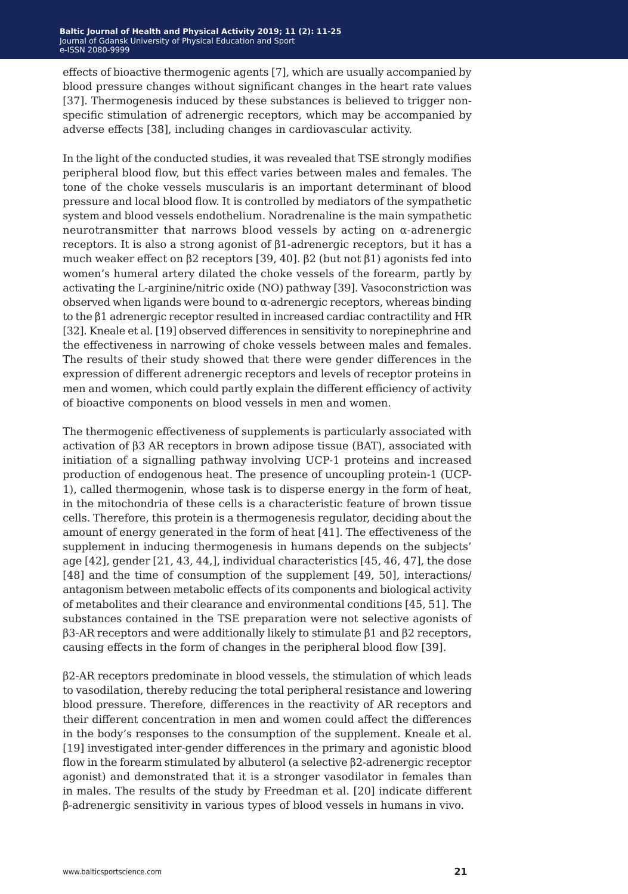effects of bioactive thermogenic agents [7], which are usually accompanied by blood pressure changes without significant changes in the heart rate values [37]. Thermogenesis induced by these substances is believed to trigger non-specific stimulation of adrenergic receptors, which may be accompanied by adverse effects [38], including changes in cardiovascular activity.

In the light of the conducted studies, it was revealed that TSE strongly modifies peripheral blood flow, but this effect varies between males and females. The tone of the choke vessels muscularis is an important determinant of blood pressure and local blood flow. It is controlled by mediators of the sympathetic system and blood vessels endothelium. Noradrenaline is the main sympathetic neurotransmitter that narrows blood vessels by acting on α-adrenergic receptors. It is also a strong agonist of β1-adrenergic receptors, but it has a much weaker effect on β2 receptors [39, 40]. β2 (but not β1) agonists fed into women's humeral artery dilated the choke vessels of the forearm, partly by activating the L-arginine/nitric oxide (NO) pathway [39]. Vasoconstriction was observed when ligands were bound to α-adrenergic receptors, whereas binding to the β1 adrenergic receptor resulted in increased cardiac contractility and HR [32]. Kneale et al. [19] observed differences in sensitivity to norepinephrine and the effectiveness in narrowing of choke vessels between males and females. The results of their study showed that there were gender differences in the expression of different adrenergic receptors and levels of receptor proteins in men and women, which could partly explain the different efficiency of activity of bioactive components on blood vessels in men and women.

The thermogenic effectiveness of supplements is particularly associated with activation of β3 AR receptors in brown adipose tissue (BAT), associated with initiation of a signalling pathway involving UCP-1 proteins and increased production of endogenous heat. The presence of uncoupling protein-1 (UCP-1), called thermogenin, whose task is to disperse energy in the form of heat, in the mitochondria of these cells is a characteristic feature of brown tissue cells. Therefore, this protein is a thermogenesis regulator, deciding about the amount of energy generated in the form of heat [41]. The effectiveness of the supplement in inducing thermogenesis in humans depends on the subjects' age [42], gender [21, 43, 44,], individual characteristics [45, 46, 47], the dose [48] and the time of consumption of the supplement [49, 50], interactions/antagonism between metabolic effects of its components and biological activity of metabolites and their clearance and environmental conditions [45, 51]. The substances contained in the TSE preparation were not selective agonists of β3-AR receptors and were additionally likely to stimulate β1 and β2 receptors, causing effects in the form of changes in the peripheral blood flow [39].

β2-AR receptors predominate in blood vessels, the stimulation of which leads to vasodilation, thereby reducing the total peripheral resistance and lowering blood pressure. Therefore, differences in the reactivity of AR receptors and their different concentration in men and women could affect the differences in the body's responses to the consumption of the supplement. Kneale et al. [19] investigated inter-gender differences in the primary and agonistic blood flow in the forearm stimulated by albuterol (a selective β2-adrenergic receptor agonist) and demonstrated that it is a stronger vasodilator in females than in males. The results of the study by Freedman et al. [20] indicate different β-adrenergic sensitivity in various types of blood vessels in humans in vivo.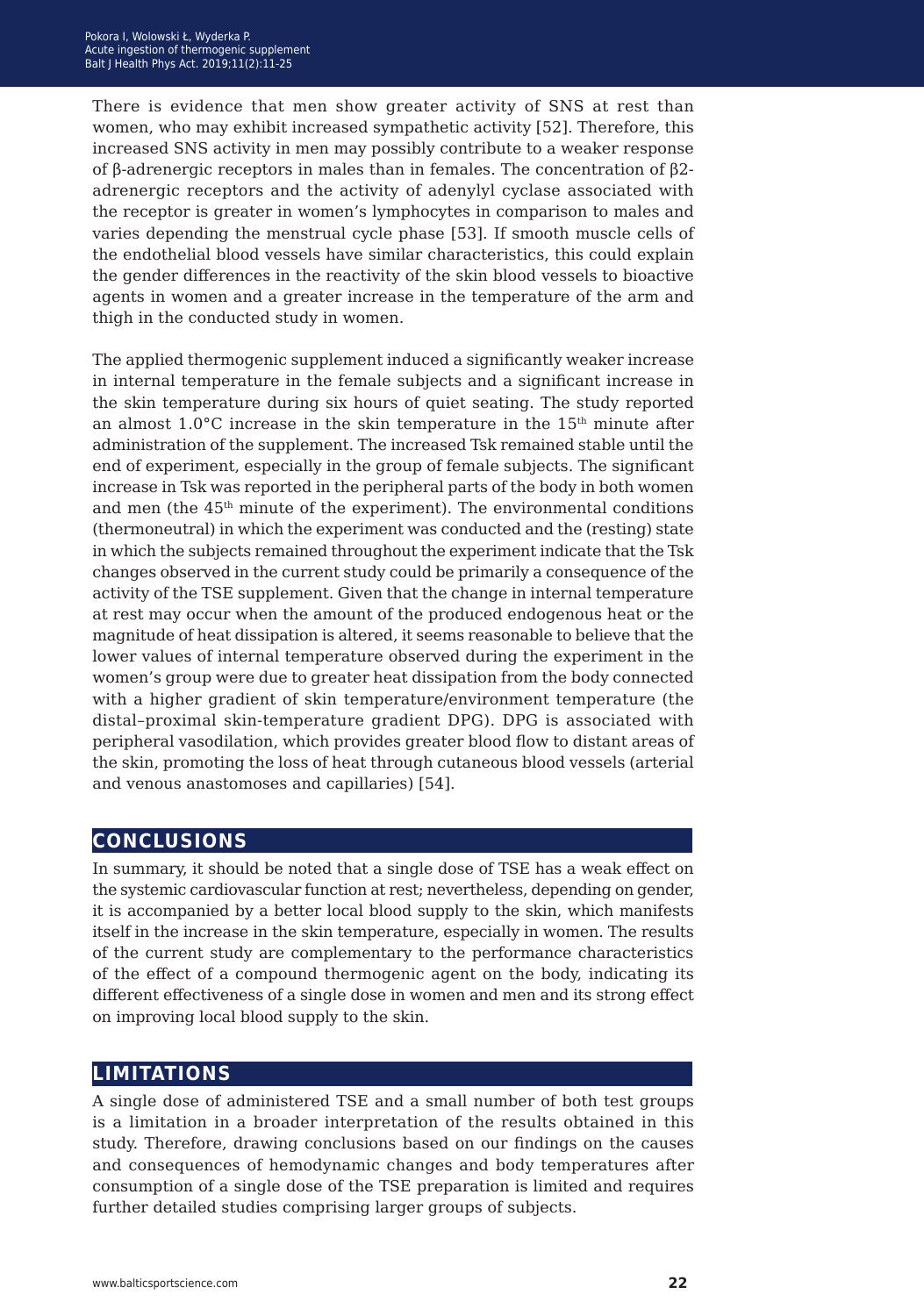There is evidence that men show greater activity of SNS at rest than women, who may exhibit increased sympathetic activity [52]. Therefore, this increased SNS activity in men may possibly contribute to a weaker response of β-adrenergic receptors in males than in females. The concentration of β2-adrenergic receptors and the activity of adenylyl cyclase associated with the receptor is greater in women's lymphocytes in comparison to males and varies depending the menstrual cycle phase [53]. If smooth muscle cells of the endothelial blood vessels have similar characteristics, this could explain the gender differences in the reactivity of the skin blood vessels to bioactive agents in women and a greater increase in the temperature of the arm and thigh in the conducted study in women.

The applied thermogenic supplement induced a significantly weaker increase in internal temperature in the female subjects and a significant increase in the skin temperature during six hours of quiet seating. The study reported an almost 1.0°C increase in the skin temperature in the $15^{th}$ minute after administration of the supplement. The increased Tsk remained stable until the end of experiment, especially in the group of female subjects. The significant increase in Tsk was reported in the peripheral parts of the body in both women and men (the $45^{th}$ minute of the experiment). The environmental conditions (thermoneutral) in which the experiment was conducted and the (resting) state in which the subjects remained throughout the experiment indicate that the Tsk changes observed in the current study could be primarily a consequence of the activity of the TSE supplement. Given that the change in internal temperature at rest may occur when the amount of the produced endogenous heat or the magnitude of heat dissipation is altered, it seems reasonable to believe that the lower values of internal temperature observed during the experiment in the women's group were due to greater heat dissipation from the body connected with a higher gradient of skin temperature/environment temperature (the distal–proximal skin-temperature gradient DPG). DPG is associated with peripheral vasodilation, which provides greater blood flow to distant areas of the skin, promoting the loss of heat through cutaneous blood vessels (arterial and venous anastomoses and capillaries) [54].

## CONCLUSIONS

In summary, it should be noted that a single dose of TSE has a weak effect on the systemic cardiovascular function at rest; nevertheless, depending on gender, it is accompanied by a better local blood supply to the skin, which manifests itself in the increase in the skin temperature, especially in women. The results of the current study are complementary to the performance characteristics of the effect of a compound thermogenic agent on the body, indicating its different effectiveness of a single dose in women and men and its strong effect on improving local blood supply to the skin.

## LIMITATIONS

A single dose of administered TSE and a small number of both test groups is a limitation in a broader interpretation of the results obtained in this study. Therefore, drawing conclusions based on our findings on the causes and consequences of hemodynamic changes and body temperatures after consumption of a single dose of the TSE preparation is limited and requires further detailed studies comprising larger groups of subjects.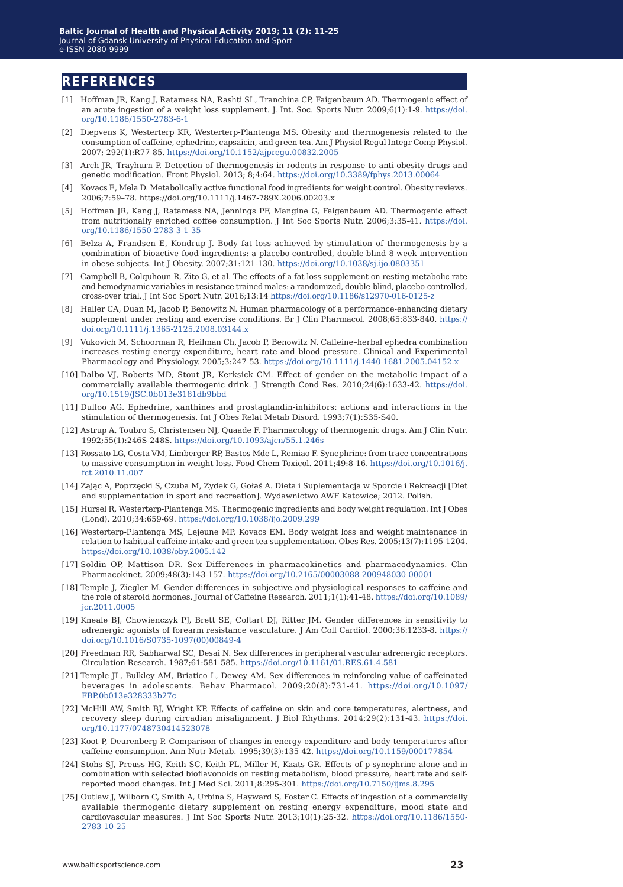## REFERENCES

[1] Hoffman JR, Kang J, Ratamess NA, Rashti SL, Tranchina CP, Faigenbaum AD. Thermogenic effect of an acute ingestion of a weight loss supplement. J. Int. Soc. Sports Nutr. 2009;6(1):1-9. https://doi.org/10.1186/1550-2783-6-1

[2] Diepvens K, Westerterp KR, Westerterp-Plantenga MS. Obesity and thermogenesis related to the consumption of caffeine, ephedrine, capsaicin, and green tea. Am J Physiol Regul Integr Comp Physiol. 2007; 292(1):R77-85. https://doi.org/10.1152/ajpregu.00832.2005

[3] Arch JR, Trayhurn P. Detection of thermogenesis in rodents in response to anti-obesity drugs and genetic modification. Front Physiol. 2013; 8;4:64. https://doi.org/10.3389/fphys.2013.00064

[4] Kovacs E, Mela D. Metabolically active functional food ingredients for weight control. Obesity reviews. 2006;7:59–78. https://doi.org/10.1111/j.1467-789X.2006.00203.x

[5] Hoffman JR, Kang J, Ratamess NA, Jennings PF, Mangine G, Faigenbaum AD. Thermogenic effect from nutritionally enriched coffee consumption. J Int Soc Sports Nutr. 2006;3:35-41. https://doi.org/10.1186/1550-2783-3-1-35

[6] Belza A, Frandsen E, Kondrup J. Body fat loss achieved by stimulation of thermogenesis by a combination of bioactive food ingredients: a placebo-controlled, double-blind 8-week intervention in obese subjects. Int J Obesity. 2007;31:121-130. https://doi.org/10.1038/sj.ijo.0803351

[7] Campbell B, Colquhoun R, Zito G, et al. The effects of a fat loss supplement on resting metabolic rate and hemodynamic variables in resistance trained males: a randomized, double-blind, placebo-controlled, cross-over trial. J Int Soc Sport Nutr. 2016;13:14 https://doi.org/10.1186/s12970-016-0125-z

[8] Haller CA, Duan M, Jacob P, Benowitz N. Human pharmacology of a performance-enhancing dietary supplement under resting and exercise conditions. Br J Clin Pharmacol. 2008;65:833-840. https://doi.org/10.1111/j.1365-2125.2008.03144.x

[9] Vukovich M, Schoorman R, Heilman Ch, Jacob P, Benowitz N. Caffeine–herbal ephedra combination increases resting energy expenditure, heart rate and blood pressure. Clinical and Experimental Pharmacology and Physiology. 2005;3:247-53. https://doi.org/10.1111/j.1440-1681.2005.04152.x

[10] Dalbo VJ, Roberts MD, Stout JR, Kerksick CM. Effect of gender on the metabolic impact of a commercially available thermogenic drink. J Strength Cond Res. 2010;24(6):1633-42. https://doi.org/10.1519/JSC.0b013e3181db9bbd

[11] Dulloo AG. Ephedrine, xanthines and prostaglandin-inhibitors: actions and interactions in the stimulation of thermogenesis. Int J Obes Relat Metab Disord. 1993;7(1):S35-S40.

[12] Astrup A, Toubro S, Christensen NJ, Quaade F. Pharmacology of thermogenic drugs. Am J Clin Nutr. 1992;55(1):246S-248S. https://doi.org/10.1093/ajcn/55.1.246s

[13] Rossato LG, Costa VM, Limberger RP, Bastos Mde L, Remiao F. Synephrine: from trace concentrations to massive consumption in weight-loss. Food Chem Toxicol. 2011;49:8-16. https://doi.org/10.1016/j.fct.2010.11.007

[14] Zając A, Poprzęcki S, Czuba M, Zydek G, Gołaś A. Dieta i Suplementacja w Sporcie i Rekreacji [Diet and supplementation in sport and recreation]. Wydawnictwo AWF Katowice; 2012. Polish.

[15] Hursel R, Westerterp-Plantenga MS. Thermogenic ingredients and body weight regulation. Int J Obes (Lond). 2010;34:659-69. https://doi.org/10.1038/ijo.2009.299

[16] Westerterp-Plantenga MS, Lejeune MP, Kovacs EM. Body weight loss and weight maintenance in relation to habitual caffeine intake and green tea supplementation. Obes Res. 2005;13(7):1195-1204. https://doi.org/10.1038/oby.2005.142

[17] Soldin OP, Mattison DR. Sex Differences in pharmacokinetics and pharmacodynamics. Clin Pharmacokinet. 2009;48(3):143-157. https://doi.org/10.2165/00003088-200948030-00001

[18] Temple J, Ziegler M. Gender differences in subjective and physiological responses to caffeine and the role of steroid hormones. Journal of Caffeine Research. 2011;1(1):41-48. https://doi.org/10.1089/jcr.2011.0005

[19] Kneale BJ, Chowienczyk PJ, Brett SE, Coltart DJ, Ritter JM. Gender differences in sensitivity to adrenergic agonists of forearm resistance vasculature. J Am Coll Cardiol. 2000;36:1233-8. https://doi.org/10.1016/S0735-1097(00)00849-4

[20] Freedman RR, Sabharwal SC, Desai N. Sex differences in peripheral vascular adrenergic receptors. Circulation Research. 1987;61:581-585. https://doi.org/10.1161/01.RES.61.4.581

[21] Temple JL, Bulkley AM, Briatico L, Dewey AM. Sex differences in reinforcing value of caffeinated beverages in adolescents. Behav Pharmacol. 2009;20(8):731-41. https://doi.org/10.1097/FBP.0b013e328333b27c

[22] McHill AW, Smith BJ, Wright KP. Effects of caffeine on skin and core temperatures, alertness, and recovery sleep during circadian misalignment. J Biol Rhythms. 2014;29(2):131-43. https://doi.org/10.1177/0748730414523078

[23] Koot P, Deurenberg P. Comparison of changes in energy expenditure and body temperatures after caffeine consumption. Ann Nutr Metab. 1995;39(3):135-42. https://doi.org/10.1159/000177854

[24] Stohs SJ, Preuss HG, Keith SC, Keith PL, Miller H, Kaats GR. Effects of p-synephrine alone and in combination with selected bioflavonoids on resting metabolism, blood pressure, heart rate and self-reported mood changes. Int J Med Sci. 2011;8:295-301. https://doi.org/10.7150/ijms.8.295

[25] Outlaw J, Wilborn C, Smith A, Urbina S, Hayward S, Foster C. Effects of ingestion of a commercially available thermogenic dietary supplement on resting energy expenditure, mood state and cardiovascular measures. J Int Soc Sports Nutr. 2013;10(1):25-32. https://doi.org/10.1186/1550-2783-10-25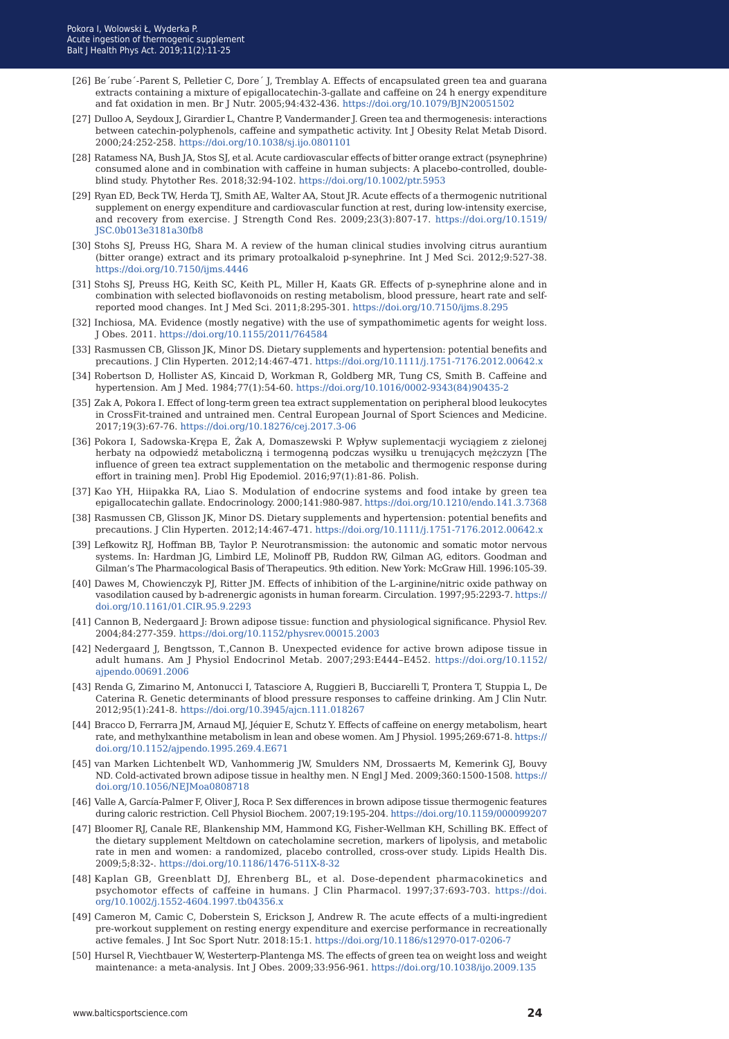[26] Be´rube´-Parent S, Pelletier C, Dore´ J, Tremblay A. Effects of encapsulated green tea and guarana extracts containing a mixture of epigallocatechin-3-gallate and caffeine on 24 h energy expenditure and fat oxidation in men. Br J Nutr. 2005;94:432-436. https://doi.org/10.1079/BJN20051502

[27] Dulloo A, Seydoux J, Girardier L, Chantre P, Vandermander J. Green tea and thermogenesis: interactions between catechin-polyphenols, caffeine and sympathetic activity. Int J Obesity Relat Metab Disord. 2000;24:252-258. https://doi.org/10.1038/sj.ijo.0801101

[28] Ratamess NA, Bush JA, Stos SJ, et al. Acute cardiovascular effects of bitter orange extract (psynephrine) consumed alone and in combination with caffeine in human subjects: A placebo-controlled, double-blind study. Phytother Res. 2018;32:94-102. https://doi.org/10.1002/ptr.5953

[29] Ryan ED, Beck TW, Herda TJ, Smith AE, Walter AA, Stout JR. Acute effects of a thermogenic nutritional supplement on energy expenditure and cardiovascular function at rest, during low-intensity exercise, and recovery from exercise. J Strength Cond Res. 2009;23(3):807-17. https://doi.org/10.1519/JSC.0b013e3181a30fb8

[30] Stohs SJ, Preuss HG, Shara M. A review of the human clinical studies involving citrus aurantium (bitter orange) extract and its primary protoalkaloid p-synephrine. Int J Med Sci. 2012;9:527-38. https://doi.org/10.7150/ijms.4446

[31] Stohs SJ, Preuss HG, Keith SC, Keith PL, Miller H, Kaats GR. Effects of p-synephrine alone and in combination with selected bioflavonoids on resting metabolism, blood pressure, heart rate and self-reported mood changes. Int J Med Sci. 2011;8:295-301. https://doi.org/10.7150/ijms.8.295

[32] Inchiosa, MA. Evidence (mostly negative) with the use of sympathomimetic agents for weight loss. J Obes. 2011. https://doi.org/10.1155/2011/764584

[33] Rasmussen CB, Glisson JK, Minor DS. Dietary supplements and hypertension: potential benefits and precautions. J Clin Hyperten. 2012;14:467-471. https://doi.org/10.1111/j.1751-7176.2012.00642.x

[34] Robertson D, Hollister AS, Kincaid D, Workman R, Goldberg MR, Tung CS, Smith B. Caffeine and hypertension. Am J Med. 1984;77(1):54-60. https://doi.org/10.1016/0002-9343(84)90435-2

[35] Zak A, Pokora I. Effect of long-term green tea extract supplementation on peripheral blood leukocytes in CrossFit-trained and untrained men. Central European Journal of Sport Sciences and Medicine. 2017;19(3):67-76. https://doi.org/10.18276/cej.2017.3-06

[36] Pokora I, Sadowska-Krępa E, Żak A, Domaszewski P. Wpływ suplementacji wyciągiem z zielonej herbaty na odpowiedź metaboliczną i termogenną podczas wysiłku u trenujących mężczyzn [The influence of green tea extract supplementation on the metabolic and thermogenic response during effort in training men]. Probl Hig Epodemiol. 2016;97(1):81-86. Polish.

[37] Kao YH, Hiipakka RA, Liao S. Modulation of endocrine systems and food intake by green tea epigallocatechin gallate. Endocrinology. 2000;141:980-987. https://doi.org/10.1210/endo.141.3.7368

[38] Rasmussen CB, Glisson JK, Minor DS. Dietary supplements and hypertension: potential benefits and precautions. J Clin Hyperten. 2012;14:467-471. https://doi.org/10.1111/j.1751-7176.2012.00642.x

[39] Lefkowitz RJ, Hoffman BB, Taylor P. Neurotransmission: the autonomic and somatic motor nervous systems. In: Hardman JG, Limbird LE, Molinoff PB, Ruddon RW, Gilman AG, editors. Goodman and Gilman's The Pharmacological Basis of Therapeutics. 9th edition. New York: McGraw Hill. 1996:105-39.

[40] Dawes M, Chowienczyk PJ, Ritter JM. Effects of inhibition of the L-arginine/nitric oxide pathway on vasodilation caused by b-adrenergic agonists in human forearm. Circulation. 1997;95:2293-7. https://doi.org/10.1161/01.CIR.95.9.2293

[41] Cannon B, Nedergaard J: Brown adipose tissue: function and physiological significance. Physiol Rev. 2004;84:277-359. https://doi.org/10.1152/physrev.00015.2003

[42] Nedergaard J, Bengtsson, T.,Cannon B. Unexpected evidence for active brown adipose tissue in adult humans. Am J Physiol Endocrinol Metab. 2007;293:E444–E452. https://doi.org/10.1152/ajpendo.00691.2006

[43] Renda G, Zimarino M, Antonucci I, Tatasciore A, Ruggieri B, Bucciarelli T, Prontera T, Stuppia L, De Caterina R. Genetic determinants of blood pressure responses to caffeine drinking. Am J Clin Nutr. 2012;95(1):241-8. https://doi.org/10.3945/ajcn.111.018267

[44] Bracco D, Ferrarra JM, Arnaud MJ, Jéquier E, Schutz Y. Effects of caffeine on energy metabolism, heart rate, and methylxanthine metabolism in lean and obese women. Am J Physiol. 1995;269:671-8. https://doi.org/10.1152/ajpendo.1995.269.4.E671

[45] van Marken Lichtenbelt WD, Vanhommerig JW, Smulders NM, Drossaerts M, Kemerink GJ, Bouvy ND. Cold-activated brown adipose tissue in healthy men. N Engl J Med. 2009;360:1500-1508. https://doi.org/10.1056/NEJMoa0808718

[46] Valle A, García-Palmer F, Oliver J, Roca P. Sex differences in brown adipose tissue thermogenic features during caloric restriction. Cell Physiol Biochem. 2007;19:195-204. https://doi.org/10.1159/000099207

[47] Bloomer RJ, Canale RE, Blankenship MM, Hammond KG, Fisher-Wellman KH, Schilling BK. Effect of the dietary supplement Meltdown on catecholamine secretion, markers of lipolysis, and metabolic rate in men and women: a randomized, placebo controlled, cross-over study. Lipids Health Dis. 2009;5;8:32-. https://doi.org/10.1186/1476-511X-8-32

[48] Kaplan GB, Greenblatt DJ, Ehrenberg BL, et al. Dose-dependent pharmacokinetics and psychomotor effects of caffeine in humans. J Clin Pharmacol. 1997;37:693-703. https://doi.org/10.1002/j.1552-4604.1997.tb04356.x

[49] Cameron M, Camic C, Doberstein S, Erickson J, Andrew R. The acute effects of a multi-ingredient pre-workout supplement on resting energy expenditure and exercise performance in recreationally active females. J Int Soc Sport Nutr. 2018:15:1. https://doi.org/10.1186/s12970-017-0206-7

[50] Hursel R, Viechtbauer W, Westerterp-Plantenga MS. The effects of green tea on weight loss and weight maintenance: a meta-analysis. Int J Obes. 2009;33:956-961. https://doi.org/10.1038/ijo.2009.135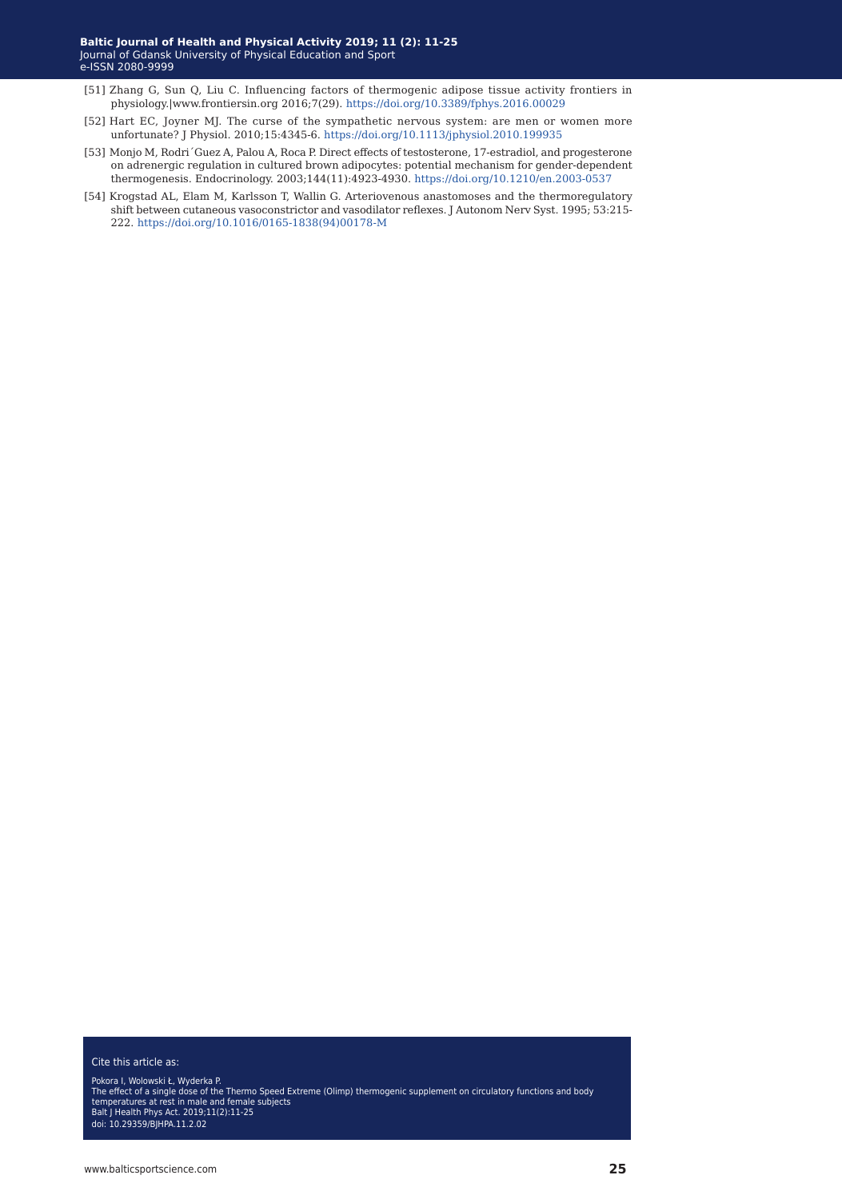[51] Zhang G, Sun Q, Liu C. Influencing factors of thermogenic adipose tissue activity frontiers in physiology.|www.frontiersin.org 2016;7(29). https://doi.org/10.3389/fphys.2016.00029

[52] Hart EC, Joyner MJ. The curse of the sympathetic nervous system: are men or women more unfortunate? J Physiol. 2010;15:4345-6. https://doi.org/10.1113/jphysiol.2010.199935

[53] Monjo M, Rodri´Guez A, Palou A, Roca P. Direct effects of testosterone, 17-estradiol, and progesterone on adrenergic regulation in cultured brown adipocytes: potential mechanism for gender-dependent thermogenesis. Endocrinology. 2003;144(11):4923-4930. https://doi.org/10.1210/en.2003-0537

[54] Krogstad AL, Elam M, Karlsson T, Wallin G. Arteriovenous anastomoses and the thermoregulatory shift between cutaneous vasoconstrictor and vasodilator reflexes. J Autonom Nerv Syst. 1995; 53:215-222. https://doi.org/10.1016/0165-1838(94)00178-M

Cite this article as:

Pokora I, Wolowski Ł, Wyderka P.
The effect of a single dose of the Thermo Speed Extreme (Olimp) thermogenic supplement on circulatory functions and body temperatures at rest in male and female subjects
Balt J Health Phys Act. 2019;11(2):11-25
doi: 10.29359/BJHPA.11.2.02